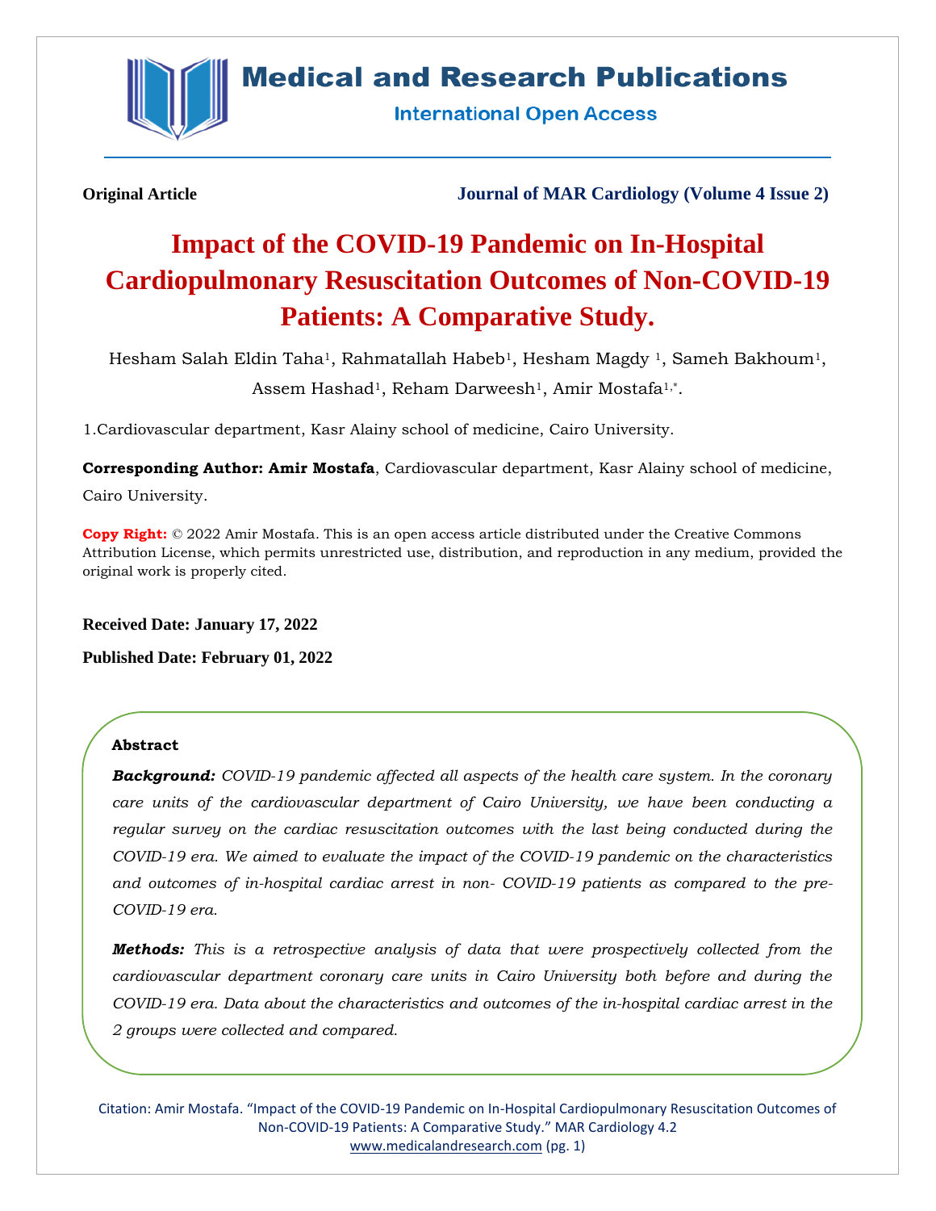**Original Article** **Journal of MAR Cardiology (Volume 4 Issue 2)**

# Impact of the COVID-19 Pandemic on In-Hospital Cardiopulmonary Resuscitation Outcomes of Non-COVID-19 Patients: A Comparative Study.

Hesham Salah Eldin Taha[1], Rahmatallah Habeb[1], Hesham Magdy [1], Sameh Bakhoum[1], Assem Hashad[1], Reham Darweesh[1], Amir Mostafa[1,*].

1.Cardiovascular department, Kasr Alainy school of medicine, Cairo University.

**Corresponding Author: Amir Mostafa**, Cardiovascular department, Kasr Alainy school of medicine, Cairo University.

**Copy Right:** © 2022 Amir Mostafa. This is an open access article distributed under the Creative Commons Attribution License, which permits unrestricted use, distribution, and reproduction in any medium, provided the original work is properly cited.

**Received Date: January 17, 2022**

**Published Date: February 01, 2022**

## Abstract

***Background:*** *COVID-19 pandemic affected all aspects of the health care system. In the coronary care units of the cardiovascular department of Cairo University, we have been conducting a regular survey on the cardiac resuscitation outcomes with the last being conducted during the COVID-19 era. We aimed to evaluate the impact of the COVID-19 pandemic on the characteristics and outcomes of in-hospital cardiac arrest in non- COVID-19 patients as compared to the pre-COVID-19 era.*

***Methods:*** *This is a retrospective analysis of data that were prospectively collected from the cardiovascular department coronary care units in Cairo University both before and during the COVID-19 era. Data about the characteristics and outcomes of the in-hospital cardiac arrest in the 2 groups were collected and compared.*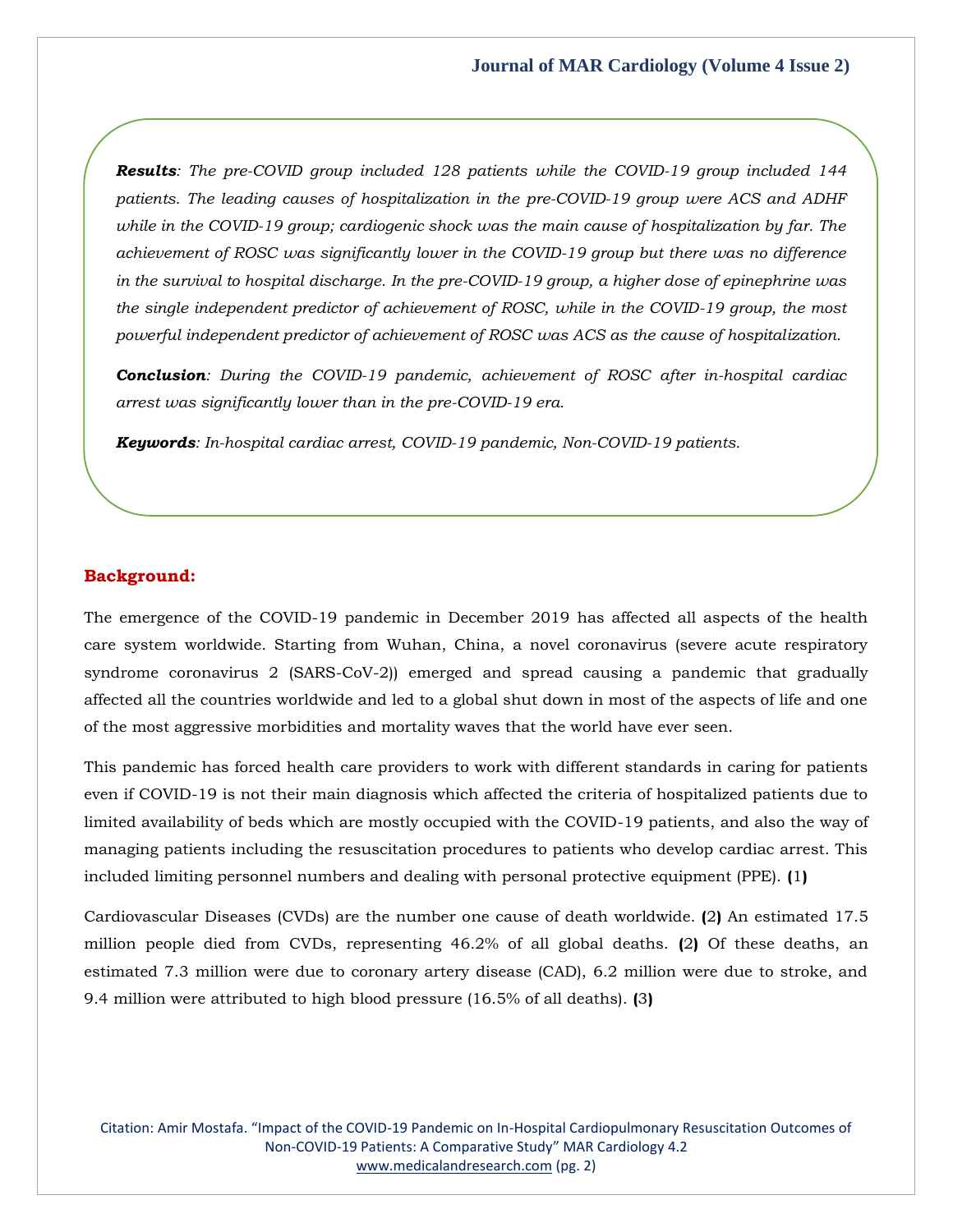***Results**: The pre-COVID group included 128 patients while the COVID-19 group included 144 patients. The leading causes of hospitalization in the pre-COVID-19 group were ACS and ADHF while in the COVID-19 group; cardiogenic shock was the main cause of hospitalization by far. The achievement of ROSC was significantly lower in the COVID-19 group but there was no difference in the survival to hospital discharge. In the pre-COVID-19 group, a higher dose of epinephrine was the single independent predictor of achievement of ROSC, while in the COVID-19 group, the most powerful independent predictor of achievement of ROSC was ACS as the cause of hospitalization.*

***Conclusion**: During the COVID-19 pandemic, achievement of ROSC after in-hospital cardiac arrest was significantly lower than in the pre-COVID-19 era.*

***Keywords**: In-hospital cardiac arrest, COVID-19 pandemic, Non-COVID-19 patients.*

## Background:

The emergence of the COVID-19 pandemic in December 2019 has affected all aspects of the health care system worldwide. Starting from Wuhan, China, a novel coronavirus (severe acute respiratory syndrome coronavirus 2 (SARS-CoV-2)) emerged and spread causing a pandemic that gradually affected all the countries worldwide and led to a global shut down in most of the aspects of life and one of the most aggressive morbidities and mortality waves that the world have ever seen.

This pandemic has forced health care providers to work with different standards in caring for patients even if COVID-19 is not their main diagnosis which affected the criteria of hospitalized patients due to limited availability of beds which are mostly occupied with the COVID-19 patients, and also the way of managing patients including the resuscitation procedures to patients who develop cardiac arrest. This included limiting personnel numbers and dealing with personal protective equipment (PPE). **(**1**)**

Cardiovascular Diseases (CVDs) are the number one cause of death worldwide. **(**2**)** An estimated 17.5 million people died from CVDs, representing 46.2% of all global deaths. **(**2**)** Of these deaths, an estimated 7.3 million were due to coronary artery disease (CAD), 6.2 million were due to stroke, and 9.4 million were attributed to high blood pressure (16.5% of all deaths). **(**3**)**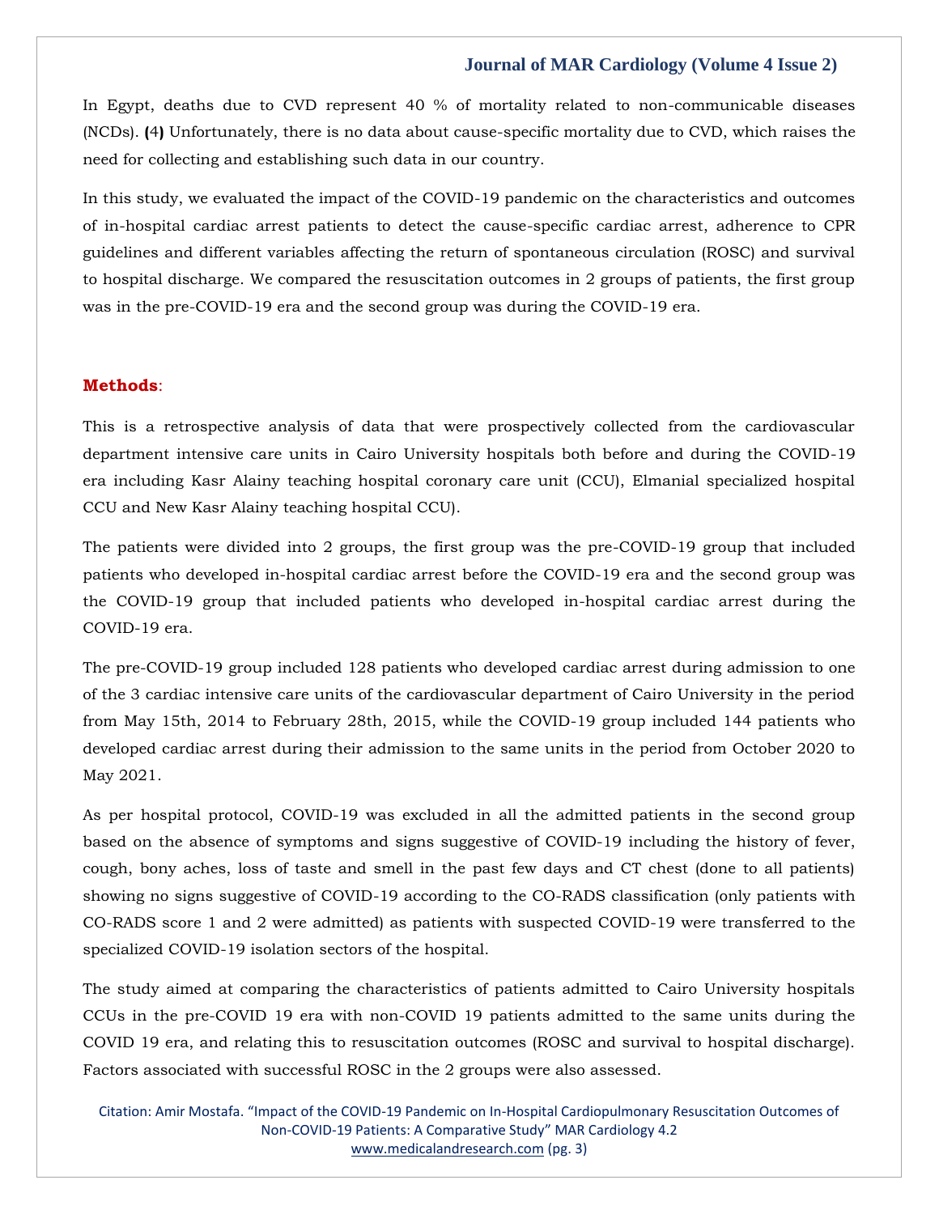In Egypt, deaths due to CVD represent 40 % of mortality related to non-communicable diseases (NCDs). (4) Unfortunately, there is no data about cause-specific mortality due to CVD, which raises the need for collecting and establishing such data in our country.

In this study, we evaluated the impact of the COVID-19 pandemic on the characteristics and outcomes of in-hospital cardiac arrest patients to detect the cause-specific cardiac arrest, adherence to CPR guidelines and different variables affecting the return of spontaneous circulation (ROSC) and survival to hospital discharge. We compared the resuscitation outcomes in 2 groups of patients, the first group was in the pre-COVID-19 era and the second group was during the COVID-19 era.

## Methods:

This is a retrospective analysis of data that were prospectively collected from the cardiovascular department intensive care units in Cairo University hospitals both before and during the COVID-19 era including Kasr Alainy teaching hospital coronary care unit (CCU), Elmanial specialized hospital CCU and New Kasr Alainy teaching hospital CCU).

The patients were divided into 2 groups, the first group was the pre-COVID-19 group that included patients who developed in-hospital cardiac arrest before the COVID-19 era and the second group was the COVID-19 group that included patients who developed in-hospital cardiac arrest during the COVID-19 era.

The pre-COVID-19 group included 128 patients who developed cardiac arrest during admission to one of the 3 cardiac intensive care units of the cardiovascular department of Cairo University in the period from May 15th, 2014 to February 28th, 2015, while the COVID-19 group included 144 patients who developed cardiac arrest during their admission to the same units in the period from October 2020 to May 2021.

As per hospital protocol, COVID-19 was excluded in all the admitted patients in the second group based on the absence of symptoms and signs suggestive of COVID-19 including the history of fever, cough, bony aches, loss of taste and smell in the past few days and CT chest (done to all patients) showing no signs suggestive of COVID-19 according to the CO-RADS classification (only patients with CO-RADS score 1 and 2 were admitted) as patients with suspected COVID-19 were transferred to the specialized COVID-19 isolation sectors of the hospital.

The study aimed at comparing the characteristics of patients admitted to Cairo University hospitals CCUs in the pre-COVID 19 era with non-COVID 19 patients admitted to the same units during the COVID 19 era, and relating this to resuscitation outcomes (ROSC and survival to hospital discharge). Factors associated with successful ROSC in the 2 groups were also assessed.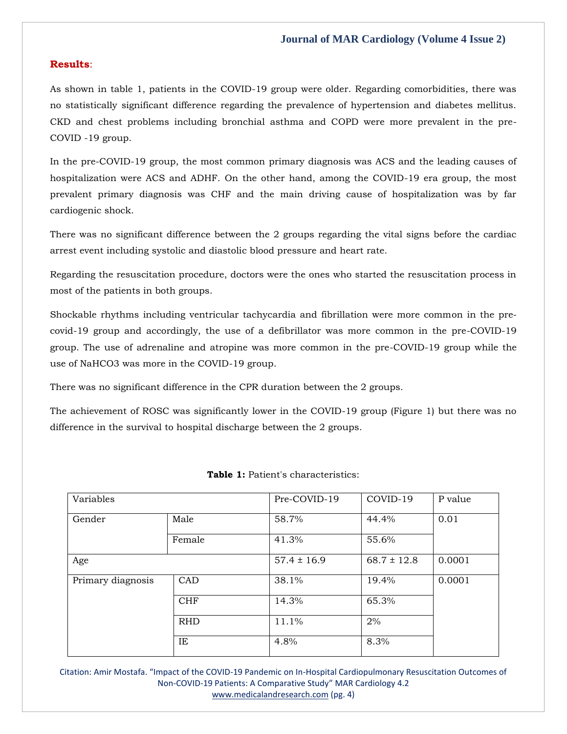**Results**:

As shown in table 1, patients in the COVID-19 group were older. Regarding comorbidities, there was no statistically significant difference regarding the prevalence of hypertension and diabetes mellitus. CKD and chest problems including bronchial asthma and COPD were more prevalent in the pre-COVID -19 group.

In the pre-COVID-19 group, the most common primary diagnosis was ACS and the leading causes of hospitalization were ACS and ADHF. On the other hand, among the COVID-19 era group, the most prevalent primary diagnosis was CHF and the main driving cause of hospitalization was by far cardiogenic shock.

There was no significant difference between the 2 groups regarding the vital signs before the cardiac arrest event including systolic and diastolic blood pressure and heart rate.

Regarding the resuscitation procedure, doctors were the ones who started the resuscitation process in most of the patients in both groups.

Shockable rhythms including ventricular tachycardia and fibrillation were more common in the pre-covid-19 group and accordingly, the use of a defibrillator was more common in the pre-COVID-19 group. The use of adrenaline and atropine was more common in the pre-COVID-19 group while the use of $NaHCO_3$ was more in the COVID-19 group.

There was no significant difference in the CPR duration between the 2 groups.

The achievement of ROSC was significantly lower in the COVID-19 group (Figure 1) but there was no difference in the survival to hospital discharge between the 2 groups.

**Table 1:** Patient's characteristics:

| Variables | | Pre-COVID-19 | COVID-19 | P value |
|---|---|---|---|---|
| Gender | Male | 58.7% | 44.4% | 0.01 |
| | Female | 41.3% | 55.6% | |
| Age | | 57.4 ± 16.9 | 68.7 ± 12.8 | 0.0001 |
| Primary diagnosis | CAD | 38.1% | 19.4% | 0.0001 |
| | CHF | 14.3% | 65.3% | |
| | RHD | 11.1% | 2% | |
| | IE | 4.8% | 8.3% | |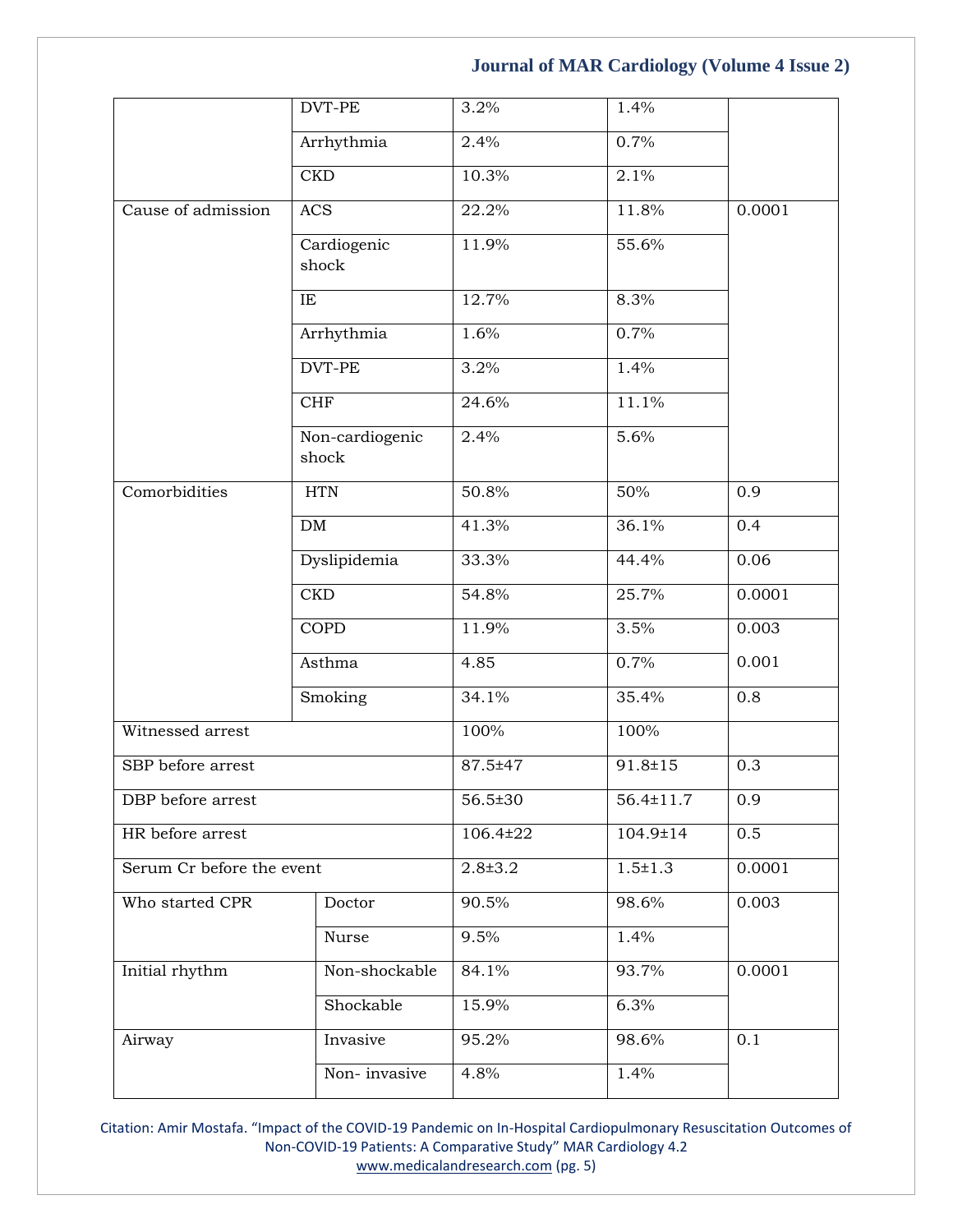| | | | | |
|---|---|---|---|---|
| | DVT-PE | 3.2% | 1.4% | |
| | Arrhythmia | 2.4% | 0.7% | |
| | CKD | 10.3% | 2.1% | |
| Cause of admission | ACS | 22.2% | 11.8% | 0.0001 |
| | Cardiogenic shock | 11.9% | 55.6% | |
| | IE | 12.7% | 8.3% | |
| | Arrhythmia | 1.6% | 0.7% | |
| | DVT-PE | 3.2% | 1.4% | |
| | CHF | 24.6% | 11.1% | |
| | Non-cardiogenic shock | 2.4% | 5.6% | |
| Comorbidities | HTN | 50.8% | 50% | 0.9 |
| | DM | 41.3% | 36.1% | 0.4 |
| | Dyslipidemia | 33.3% | 44.4% | 0.06 |
| | CKD | 54.8% | 25.7% | 0.0001 |
| | COPD | 11.9% | 3.5% | 0.003 |
| | Asthma | 4.85 | 0.7% | 0.001 |
| | Smoking | 34.1% | 35.4% | 0.8 |
| Witnessed arrest | | 100% | 100% | |
| SBP before arrest | | 87.5±47 | 91.8±15 | 0.3 |
| DBP before arrest | | 56.5±30 | 56.4±11.7 | 0.9 |
| HR before arrest | | 106.4±22 | 104.9±14 | 0.5 |
| Serum Cr before the event | | 2.8±3.2 | 1.5±1.3 | 0.0001 |
| Who started CPR | Doctor | 90.5% | 98.6% | 0.003 |
| | Nurse | 9.5% | 1.4% | |
| Initial rhythm | Non-shockable | 84.1% | 93.7% | 0.0001 |
| | Shockable | 15.9% | 6.3% | |
| Airway | Invasive | 95.2% | 98.6% | 0.1 |
| | Non- invasive | 4.8% | 1.4% | |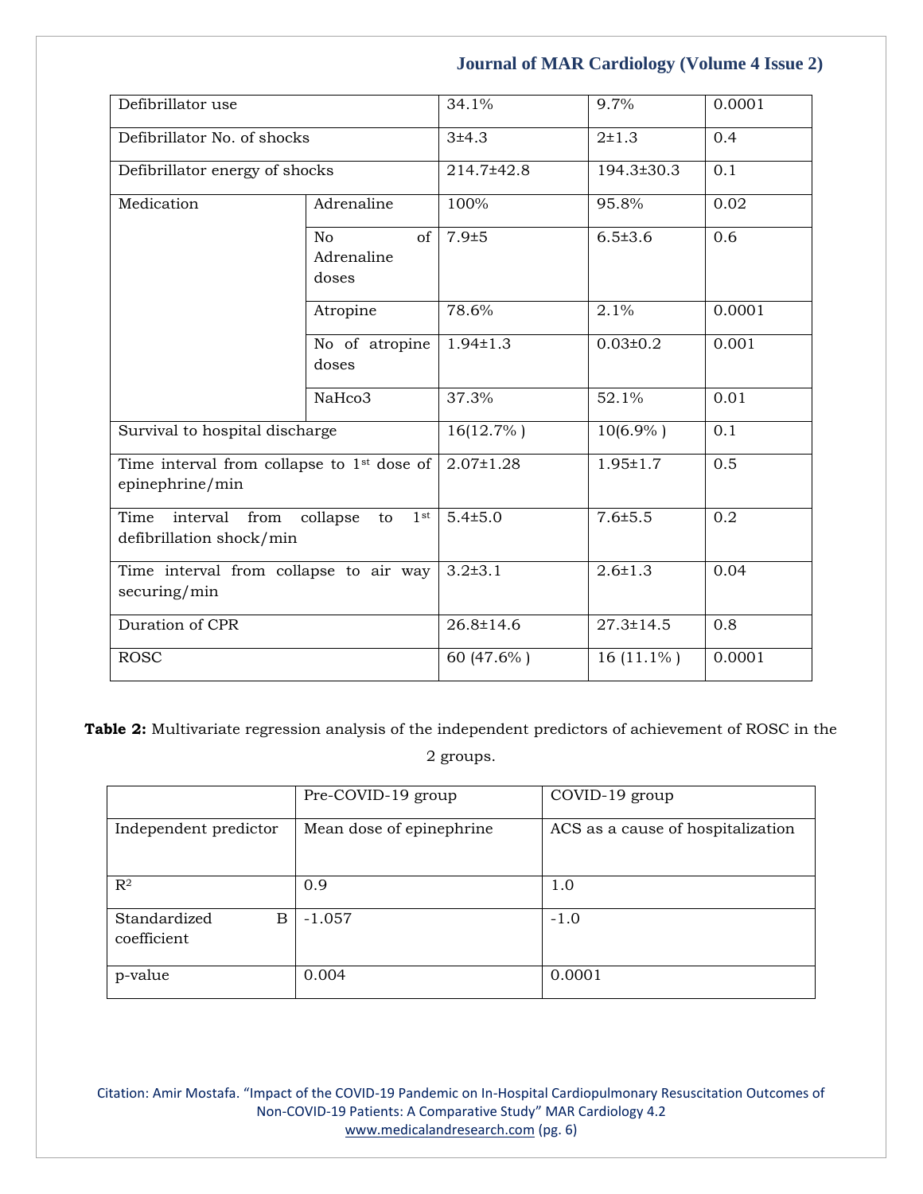| | | | | |
|---|---|---|---|---|
| Defibrillator use | | 34.1% | 9.7% | 0.0001 |
| Defibrillator No. of shocks | | 3±4.3 | 2±1.3 | 0.4 |
| Defibrillator energy of shocks | | 214.7±42.8 | 194.3±30.3 | 0.1 |
| Medication | Adrenaline | 100% | 95.8% | 0.02 |
| | No of Adrenaline doses | 7.9±5 | 6.5±3.6 | 0.6 |
| | Atropine | 78.6% | 2.1% | 0.0001 |
| | No of atropine doses | 1.94±1.3 | 0.03±0.2 | 0.001 |
| | NaHco3 | 37.3% | 52.1% | 0.01 |
| Survival to hospital discharge | | 16(12.7% ) | 10(6.9% ) | 0.1 |
| Time interval from collapse to 1st dose of epinephrine/min | | 2.07±1.28 | 1.95±1.7 | 0.5 |
| Time interval from collapse to 1st defibrillation shock/min | | 5.4±5.0 | 7.6±5.5 | 0.2 |
| Time interval from collapse to air way securing/min | | 3.2±3.1 | 2.6±1.3 | 0.04 |
| Duration of CPR | | 26.8±14.6 | 27.3±14.5 | 0.8 |
| ROSC | | 60 (47.6% ) | 16 (11.1% ) | 0.0001 |

**Table 2:** Multivariate regression analysis of the independent predictors of achievement of ROSC in the 2 groups.

| | Pre-COVID-19 group | COVID-19 group |
|---|---|---|
| Independent predictor | Mean dose of epinephrine | ACS as a cause of hospitalization |
| $R^2$ | 0.9 | 1.0 |
| Standardized B coefficient | -1.057 | -1.0 |
| p-value | 0.004 | 0.0001 |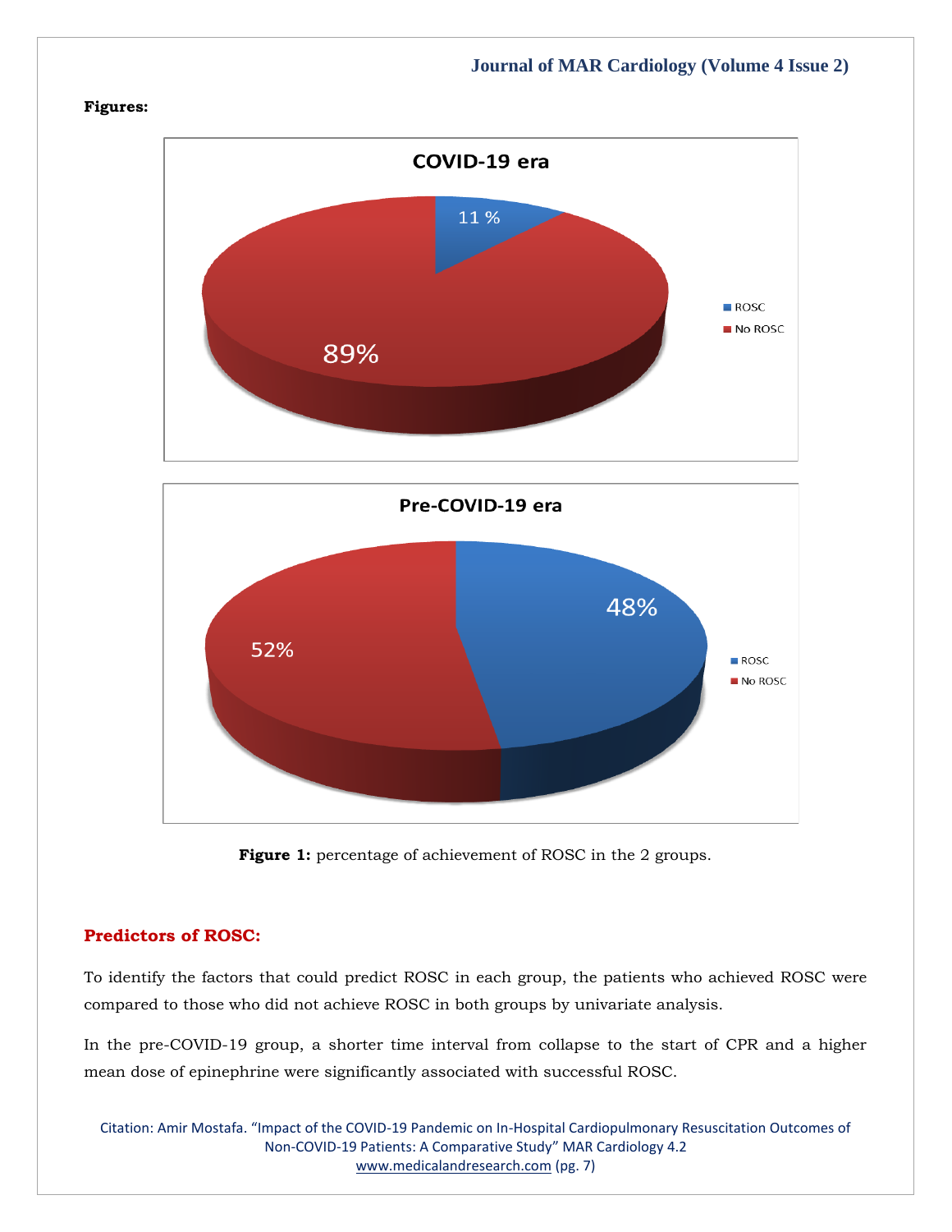**Figures:**

**Figure 1:** percentage of achievement of ROSC in the 2 groups.

## Predictors of ROSC:

To identify the factors that could predict ROSC in each group, the patients who achieved ROSC were compared to those who did not achieve ROSC in both groups by univariate analysis.

In the pre-COVID-19 group, a shorter time interval from collapse to the start of CPR and a higher mean dose of epinephrine were significantly associated with successful ROSC.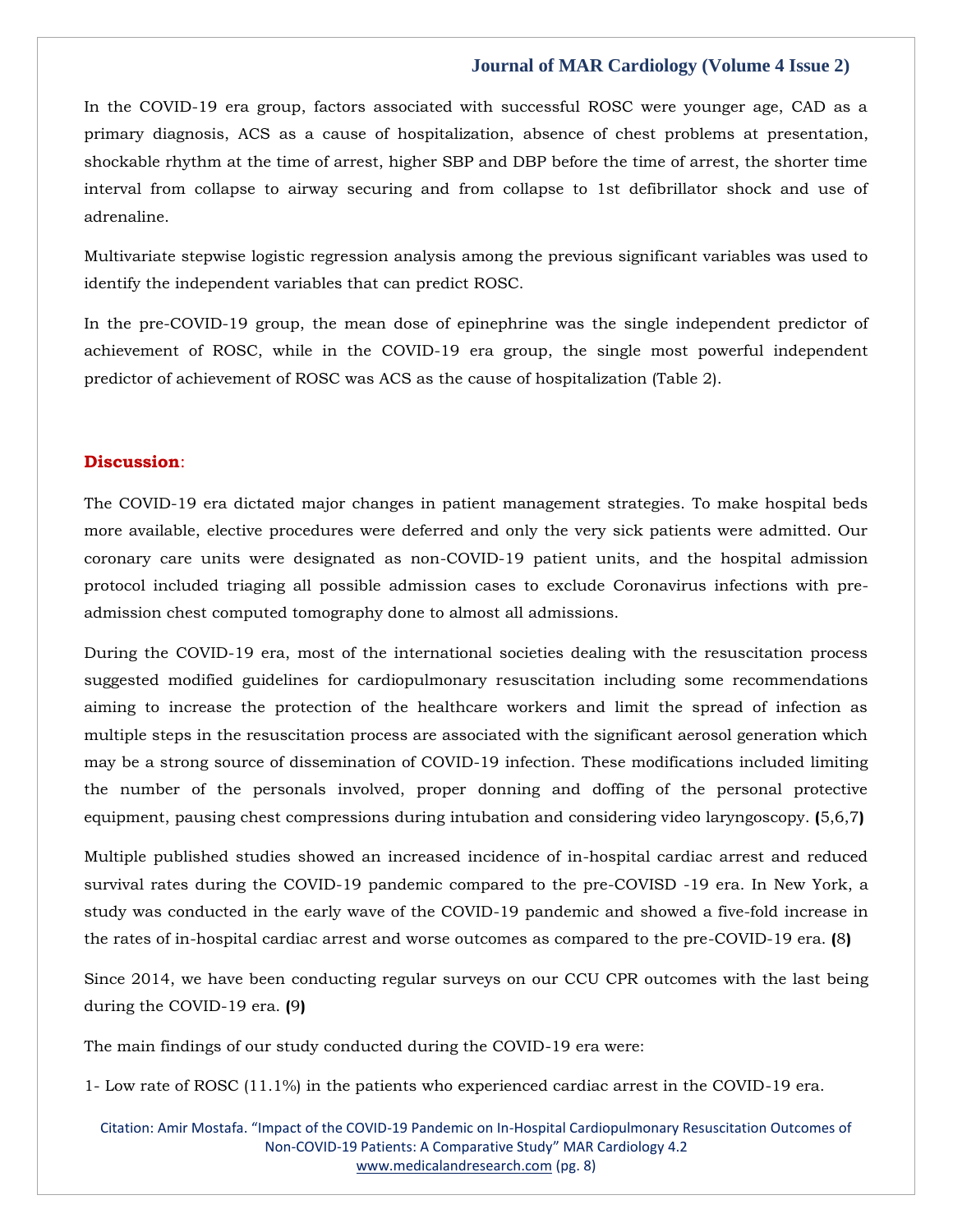In the COVID-19 era group, factors associated with successful ROSC were younger age, CAD as a primary diagnosis, ACS as a cause of hospitalization, absence of chest problems at presentation, shockable rhythm at the time of arrest, higher SBP and DBP before the time of arrest, the shorter time interval from collapse to airway securing and from collapse to 1st defibrillator shock and use of adrenaline.

Multivariate stepwise logistic regression analysis among the previous significant variables was used to identify the independent variables that can predict ROSC.

In the pre-COVID-19 group, the mean dose of epinephrine was the single independent predictor of achievement of ROSC, while in the COVID-19 era group, the single most powerful independent predictor of achievement of ROSC was ACS as the cause of hospitalization (Table 2).

## Discussion:

The COVID-19 era dictated major changes in patient management strategies. To make hospital beds more available, elective procedures were deferred and only the very sick patients were admitted. Our coronary care units were designated as non-COVID-19 patient units, and the hospital admission protocol included triaging all possible admission cases to exclude Coronavirus infections with pre-admission chest computed tomography done to almost all admissions.

During the COVID-19 era, most of the international societies dealing with the resuscitation process suggested modified guidelines for cardiopulmonary resuscitation including some recommendations aiming to increase the protection of the healthcare workers and limit the spread of infection as multiple steps in the resuscitation process are associated with the significant aerosol generation which may be a strong source of dissemination of COVID-19 infection. These modifications included limiting the number of the personals involved, proper donning and doffing of the personal protective equipment, pausing chest compressions during intubation and considering video laryngoscopy. (5,6,7)

Multiple published studies showed an increased incidence of in-hospital cardiac arrest and reduced survival rates during the COVID-19 pandemic compared to the pre-COVISD -19 era. In New York, a study was conducted in the early wave of the COVID-19 pandemic and showed a five-fold increase in the rates of in-hospital cardiac arrest and worse outcomes as compared to the pre-COVID-19 era. (8)

Since 2014, we have been conducting regular surveys on our CCU CPR outcomes with the last being during the COVID-19 era. (9)

The main findings of our study conducted during the COVID-19 era were:

1- Low rate of ROSC (11.1%) in the patients who experienced cardiac arrest in the COVID-19 era.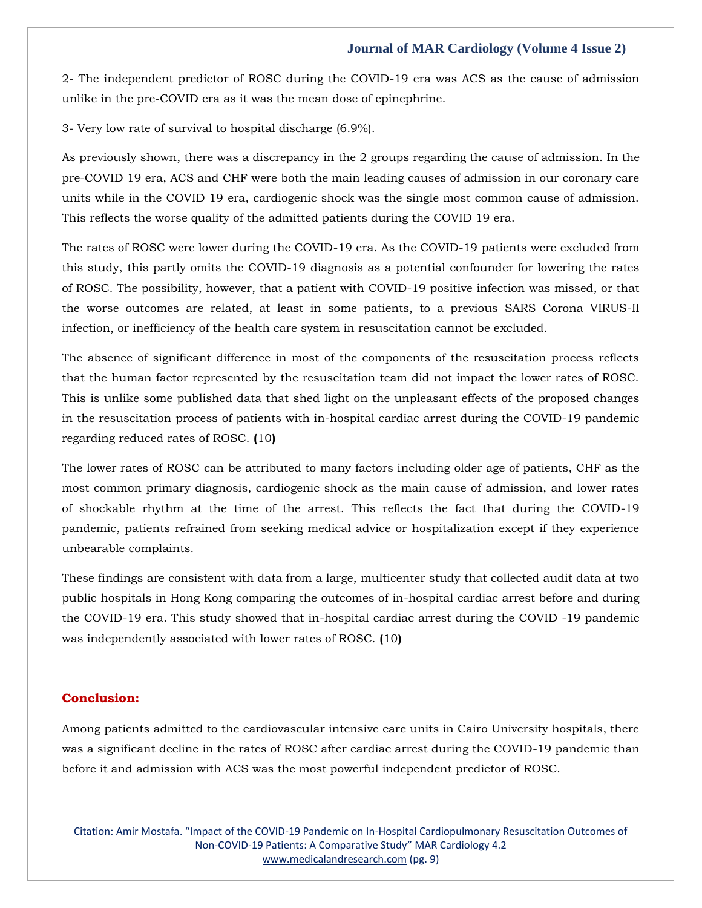2- The independent predictor of ROSC during the COVID-19 era was ACS as the cause of admission unlike in the pre-COVID era as it was the mean dose of epinephrine.

3- Very low rate of survival to hospital discharge (6.9%).

As previously shown, there was a discrepancy in the 2 groups regarding the cause of admission. In the pre-COVID 19 era, ACS and CHF were both the main leading causes of admission in our coronary care units while in the COVID 19 era, cardiogenic shock was the single most common cause of admission. This reflects the worse quality of the admitted patients during the COVID 19 era.

The rates of ROSC were lower during the COVID-19 era. As the COVID-19 patients were excluded from this study, this partly omits the COVID-19 diagnosis as a potential confounder for lowering the rates of ROSC. The possibility, however, that a patient with COVID-19 positive infection was missed, or that the worse outcomes are related, at least in some patients, to a previous SARS Corona VIRUS-II infection, or inefficiency of the health care system in resuscitation cannot be excluded.

The absence of significant difference in most of the components of the resuscitation process reflects that the human factor represented by the resuscitation team did not impact the lower rates of ROSC. This is unlike some published data that shed light on the unpleasant effects of the proposed changes in the resuscitation process of patients with in-hospital cardiac arrest during the COVID-19 pandemic regarding reduced rates of ROSC. **(**10**)**

The lower rates of ROSC can be attributed to many factors including older age of patients, CHF as the most common primary diagnosis, cardiogenic shock as the main cause of admission, and lower rates of shockable rhythm at the time of the arrest. This reflects the fact that during the COVID-19 pandemic, patients refrained from seeking medical advice or hospitalization except if they experience unbearable complaints.

These findings are consistent with data from a large, multicenter study that collected audit data at two public hospitals in Hong Kong comparing the outcomes of in-hospital cardiac arrest before and during the COVID-19 era. This study showed that in-hospital cardiac arrest during the COVID -19 pandemic was independently associated with lower rates of ROSC. **(**10**)**

## Conclusion:

Among patients admitted to the cardiovascular intensive care units in Cairo University hospitals, there was a significant decline in the rates of ROSC after cardiac arrest during the COVID-19 pandemic than before it and admission with ACS was the most powerful independent predictor of ROSC.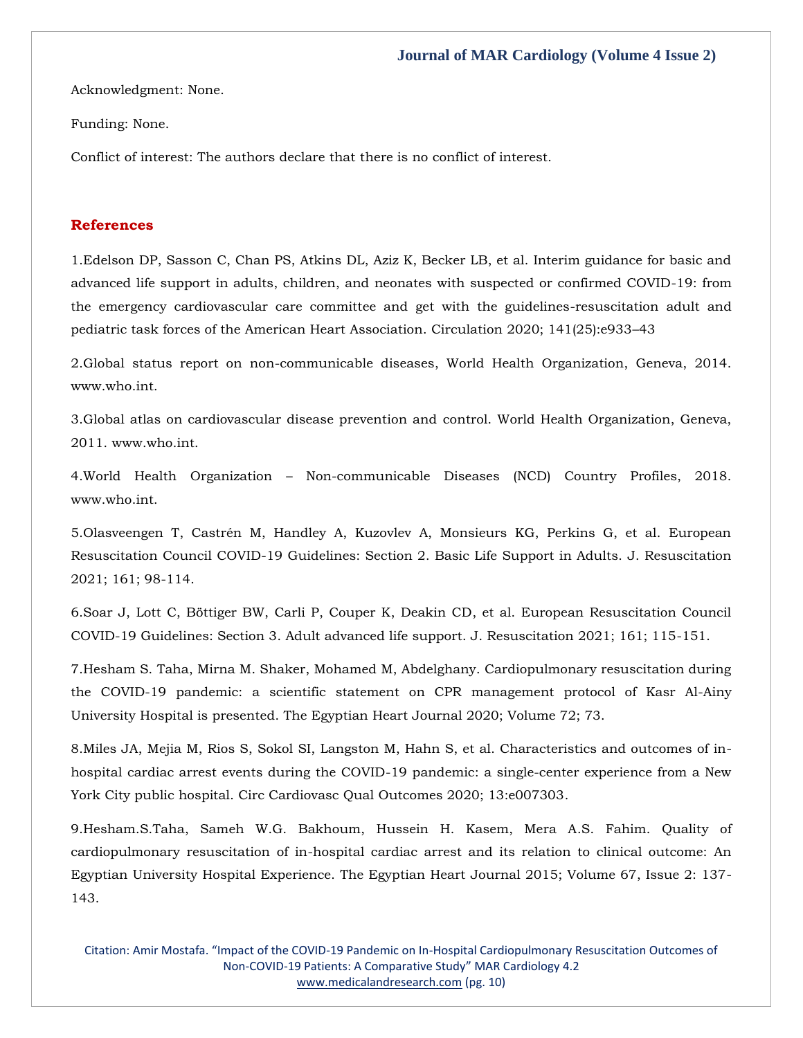Acknowledgment: None.

Funding: None.

Conflict of interest: The authors declare that there is no conflict of interest.

## References

1.Edelson DP, Sasson C, Chan PS, Atkins DL, Aziz K, Becker LB, et al. Interim guidance for basic and advanced life support in adults, children, and neonates with suspected or confirmed COVID-19: from the emergency cardiovascular care committee and get with the guidelines-resuscitation adult and pediatric task forces of the American Heart Association. Circulation 2020; 141(25):e933–43

2.Global status report on non-communicable diseases, World Health Organization, Geneva, 2014. www.who.int.

3.Global atlas on cardiovascular disease prevention and control. World Health Organization, Geneva, 2011. www.who.int.

4.World Health Organization – Non-communicable Diseases (NCD) Country Profiles, 2018. www.who.int.

5.Olasveengen T, Castrén M, Handley A, Kuzovlev A, Monsieurs KG, Perkins G, et al. European Resuscitation Council COVID-19 Guidelines: Section 2. Basic Life Support in Adults. J. Resuscitation 2021; 161; 98-114.

6.Soar J, Lott C, Böttiger BW, Carli P, Couper K, Deakin CD, et al. European Resuscitation Council COVID-19 Guidelines: Section 3. Adult advanced life support. J. Resuscitation 2021; 161; 115-151.

7.Hesham S. Taha, Mirna M. Shaker, Mohamed M, Abdelghany. Cardiopulmonary resuscitation during the COVID-19 pandemic: a scientific statement on CPR management protocol of Kasr Al-Ainy University Hospital is presented. The Egyptian Heart Journal 2020; Volume 72; 73.

8.Miles JA, Mejia M, Rios S, Sokol SI, Langston M, Hahn S, et al. Characteristics and outcomes of in-hospital cardiac arrest events during the COVID-19 pandemic: a single-center experience from a New York City public hospital. Circ Cardiovasc Qual Outcomes 2020; 13:e007303.

9.Hesham.S.Taha, Sameh W.G. Bakhoum, Hussein H. Kasem, Mera A.S. Fahim. Quality of cardiopulmonary resuscitation of in-hospital cardiac arrest and its relation to clinical outcome: An Egyptian University Hospital Experience. The Egyptian Heart Journal 2015; Volume 67, Issue 2: 137-143.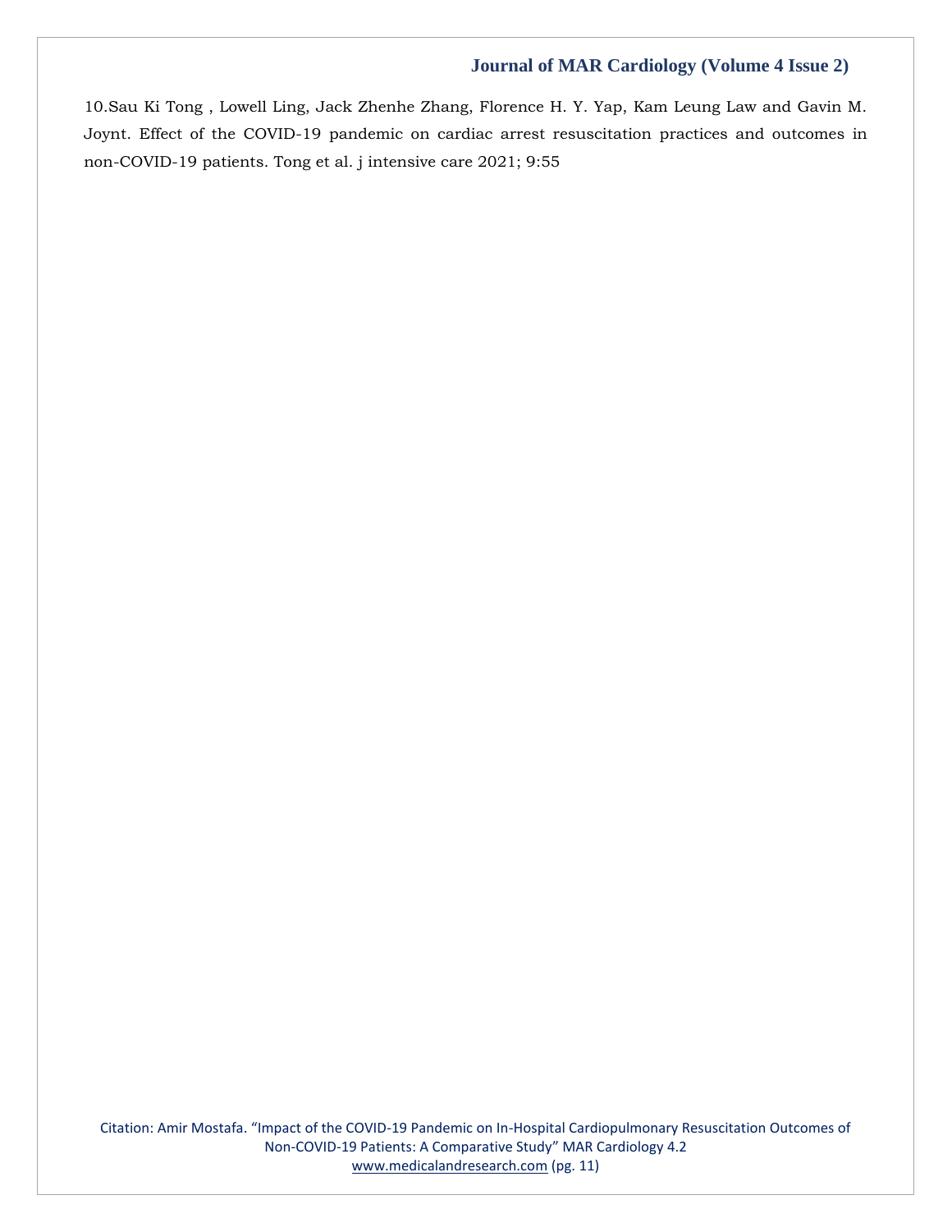10.Sau Ki Tong , Lowell Ling, Jack Zhenhe Zhang, Florence H. Y. Yap, Kam Leung Law and Gavin M. Joynt. Effect of the COVID-19 pandemic on cardiac arrest resuscitation practices and outcomes in non-COVID-19 patients. Tong et al. j intensive care 2021; 9:55